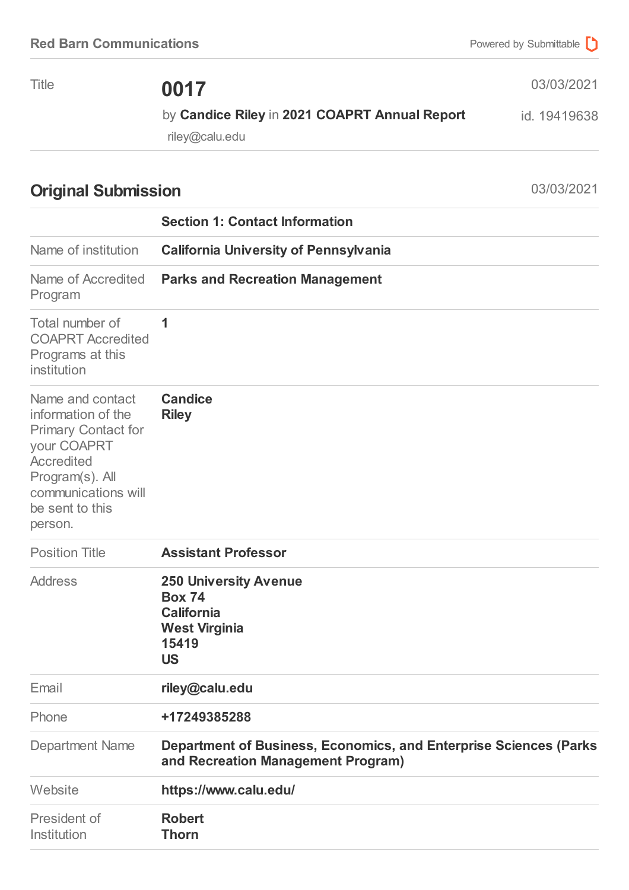Red Barn Communications

| Title | **0017** | 03/03/2021 |
|---|---|---|
| | by **Candice Riley** in **2021 COAPRT Annual Report** | id. 19419638 |
| | riley@calu.edu | |

## Original Submission

03/03/2021

| | **Section 1: Contact Information** |
|---|---|
| Name of institution | **California University of Pennsylvania** |
| Name of Accredited Program | **Parks and Recreation Management** |
| Total number of COAPRT Accredited Programs at this institution | **1** |
| Name and contact information of the Primary Contact for your COAPRT Accredited Program(s). All communications will be sent to this person. | **Candice Riley** |
| Position Title | **Assistant Professor** |
| Address | **250 University Avenue Box 74 California West Virginia 15419 US** |
| Email | **riley@calu.edu** |
| Phone | **+17249385288** |
| Department Name | **Department of Business, Economics, and Enterprise Sciences (Parks and Recreation Management Program)** |
| Website | **https://www.calu.edu/** |
| President of Institution | **Robert Thorn** |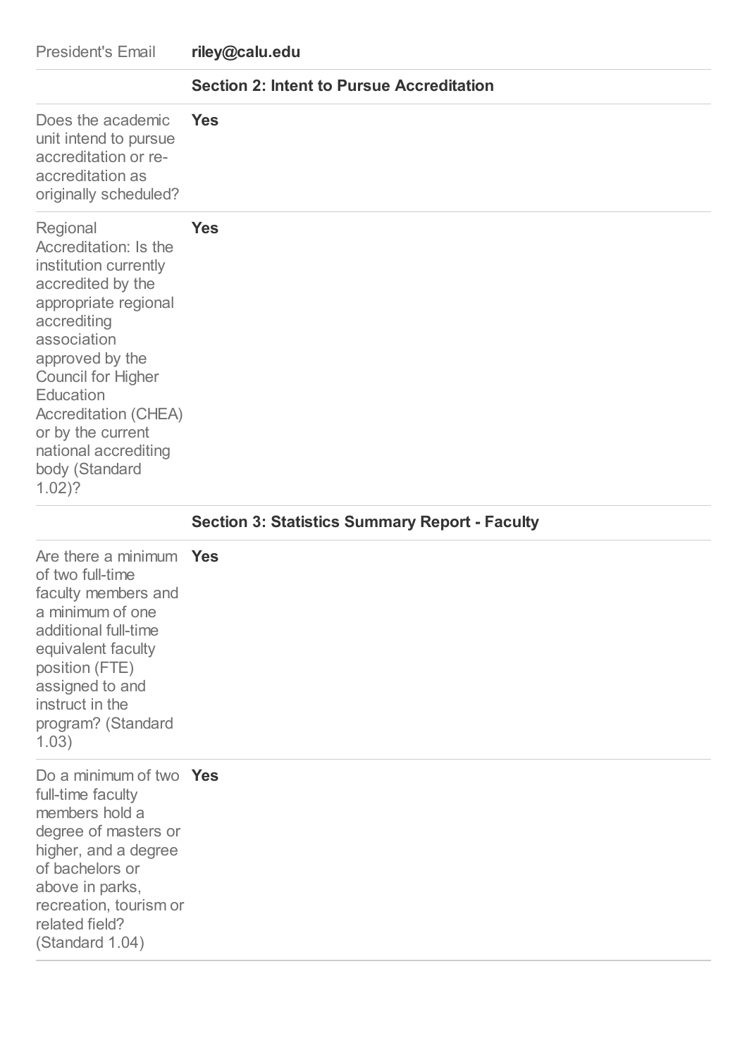| | |
|---|---|
| President's Email | **riley@calu.edu** |

## Section 2: Intent to Pursue Accreditation

| | |
|---|---|
| Does the academic unit intend to pursue accreditation or re-accreditation as originally scheduled? | **Yes** |
| Regional Accreditation: Is the institution currently accredited by the appropriate regional accrediting association approved by the Council for Higher Education Accreditation (CHEA) or by the current national accrediting body (Standard 1.02)? | **Yes** |

## Section 3: Statistics Summary Report - Faculty

| | |
|---|---|
| Are there a minimum of two full-time faculty members and a minimum of one additional full-time equivalent faculty position (FTE) assigned to and instruct in the program? (Standard 1.03) | **Yes** |
| Do a minimum of two full-time faculty members hold a degree of masters or higher, and a degree of bachelors or above in parks, recreation, tourism or related field? (Standard 1.04) | **Yes** |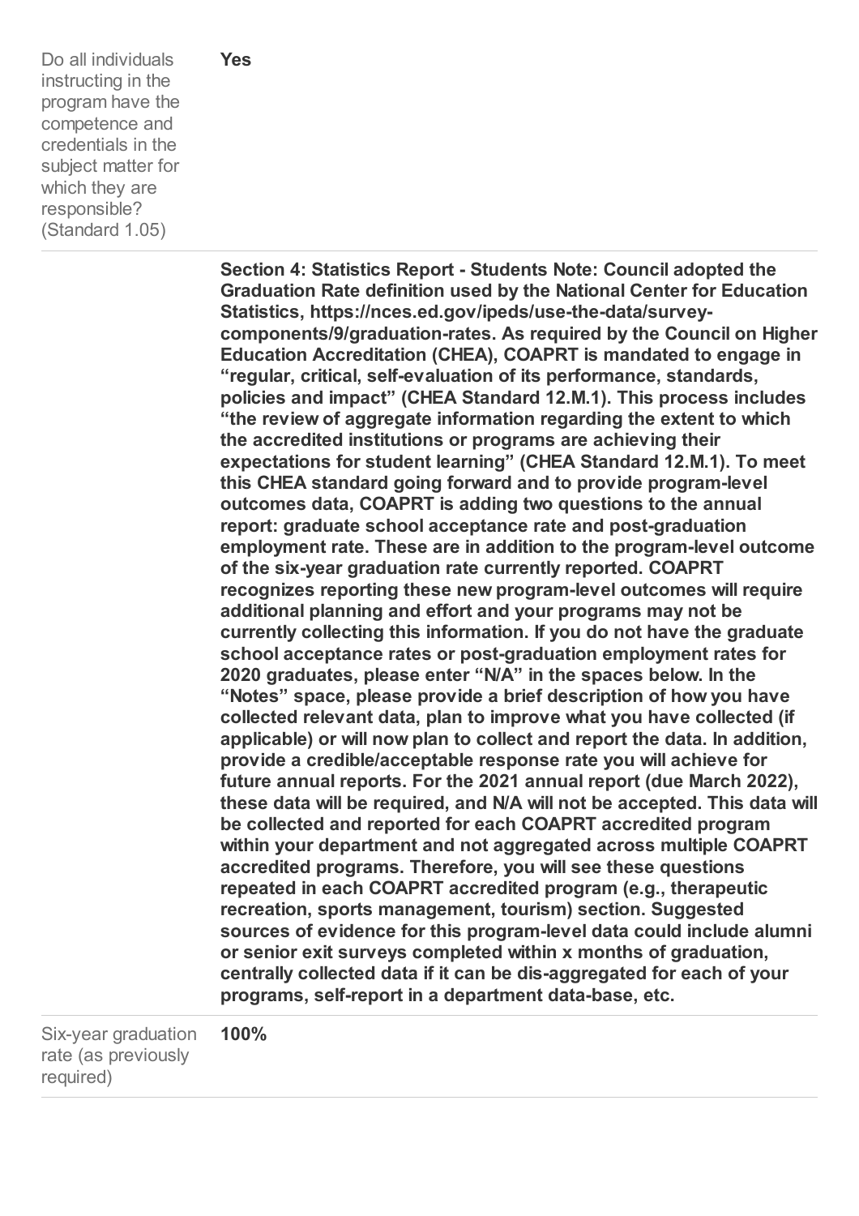| | |
|---|---|
| Do all individuals instructing in the program have the competence and credentials in the subject matter for which they are responsible? (Standard 1.05) | **Yes** |
| | **Section 4: Statistics Report - Students Note: Council adopted the Graduation Rate definition used by the National Center for Education Statistics, https://nces.ed.gov/ipeds/use-the-data/survey-components/9/graduation-rates. As required by the Council on Higher Education Accreditation (CHEA), COAPRT is mandated to engage in "regular, critical, self-evaluation of its performance, standards, policies and impact" (CHEA Standard 12.M.1). This process includes "the review of aggregate information regarding the extent to which the accredited institutions or programs are achieving their expectations for student learning" (CHEA Standard 12.M.1). To meet this CHEA standard going forward and to provide program-level outcomes data, COAPRT is adding two questions to the annual report: graduate school acceptance rate and post-graduation employment rate. These are in addition to the program-level outcome of the six-year graduation rate currently reported. COAPRT recognizes reporting these new program-level outcomes will require additional planning and effort and your programs may not be currently collecting this information. If you do not have the graduate school acceptance rates or post-graduation employment rates for 2020 graduates, please enter "N/A" in the spaces below. In the "Notes" space, please provide a brief description of how you have collected relevant data, plan to improve what you have collected (if applicable) or will now plan to collect and report the data. In addition, provide a credible/acceptable response rate you will achieve for future annual reports. For the 2021 annual report (due March 2022), these data will be required, and N/A will not be accepted. This data will be collected and reported for each COAPRT accredited program within your department and not aggregated across multiple COAPRT accredited programs. Therefore, you will see these questions repeated in each COAPRT accredited program (e.g., therapeutic recreation, sports management, tourism) section. Suggested sources of evidence for this program-level data could include alumni or senior exit surveys completed within x months of graduation, centrally collected data if it can be dis-aggregated for each of your programs, self-report in a department data-base, etc.** |
| Six-year graduation rate (as previously required) | **100%** |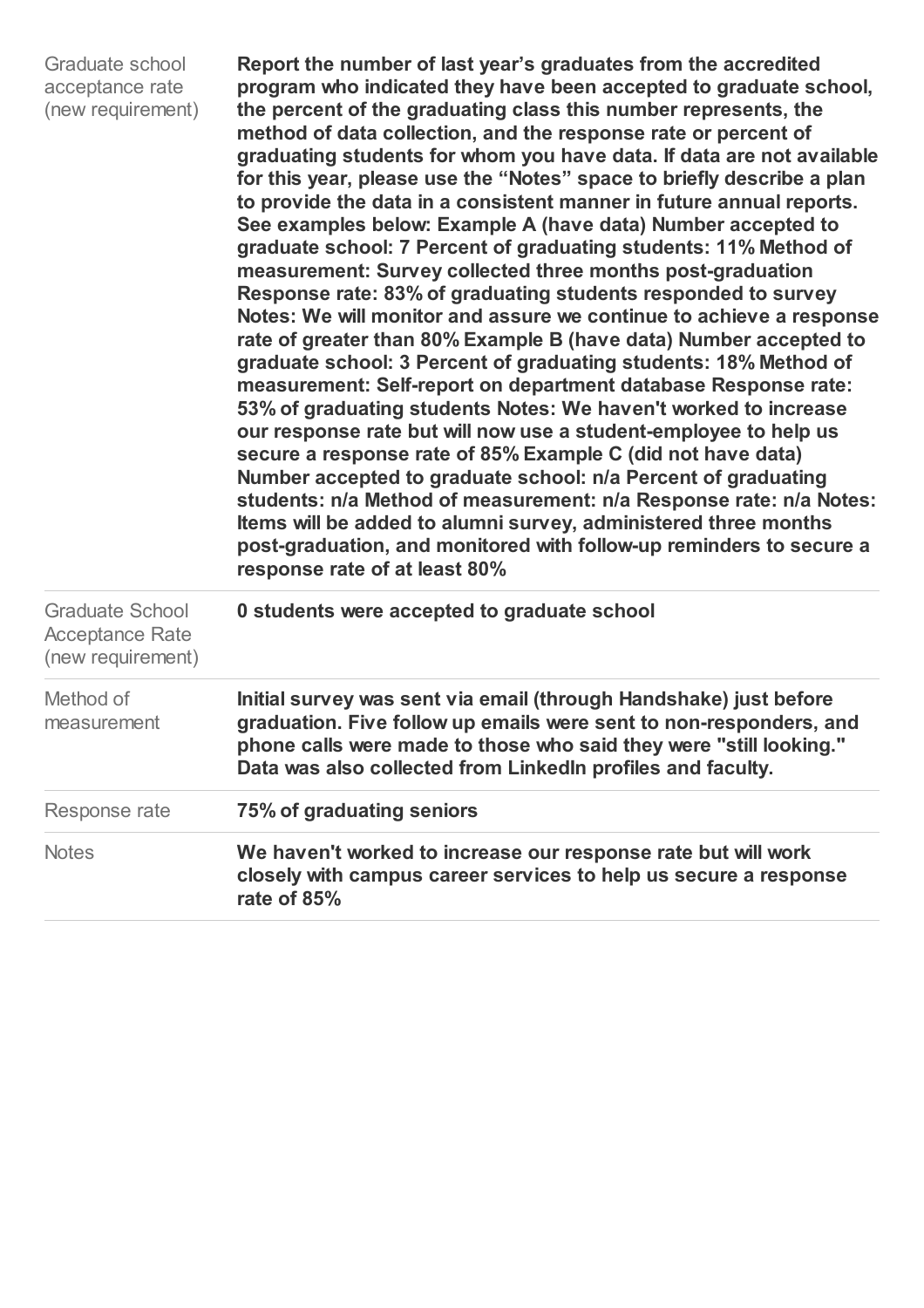| | |
|---|---|
| Graduate school acceptance rate (new requirement) | **Report the number of last year's graduates from the accredited program who indicated they have been accepted to graduate school, the percent of the graduating class this number represents, the method of data collection, and the response rate or percent of graduating students for whom you have data. If data are not available for this year, please use the "Notes" space to briefly describe a plan to provide the data in a consistent manner in future annual reports. See examples below: Example A (have data) Number accepted to graduate school: 7 Percent of graduating students: 11% Method of measurement: Survey collected three months post-graduation Response rate: 83% of graduating students responded to survey Notes: We will monitor and assure we continue to achieve a response rate of greater than 80% Example B (have data) Number accepted to graduate school: 3 Percent of graduating students: 18% Method of measurement: Self-report on department database Response rate: 53% of graduating students Notes: We haven't worked to increase our response rate but will now use a student-employee to help us secure a response rate of 85% Example C (did not have data) Number accepted to graduate school: n/a Percent of graduating students: n/a Method of measurement: n/a Response rate: n/a Notes: Items will be added to alumni survey, administered three months post-graduation, and monitored with follow-up reminders to secure a response rate of at least 80%** |
| Graduate School Acceptance Rate (new requirement) | **0 students were accepted to graduate school** |
| Method of measurement | **Initial survey was sent via email (through Handshake) just before graduation. Five follow up emails were sent to non-responders, and phone calls were made to those who said they were "still looking." Data was also collected from LinkedIn profiles and faculty.** |
| Response rate | **75% of graduating seniors** |
| Notes | **We haven't worked to increase our response rate but will work closely with campus career services to help us secure a response rate of 85%** |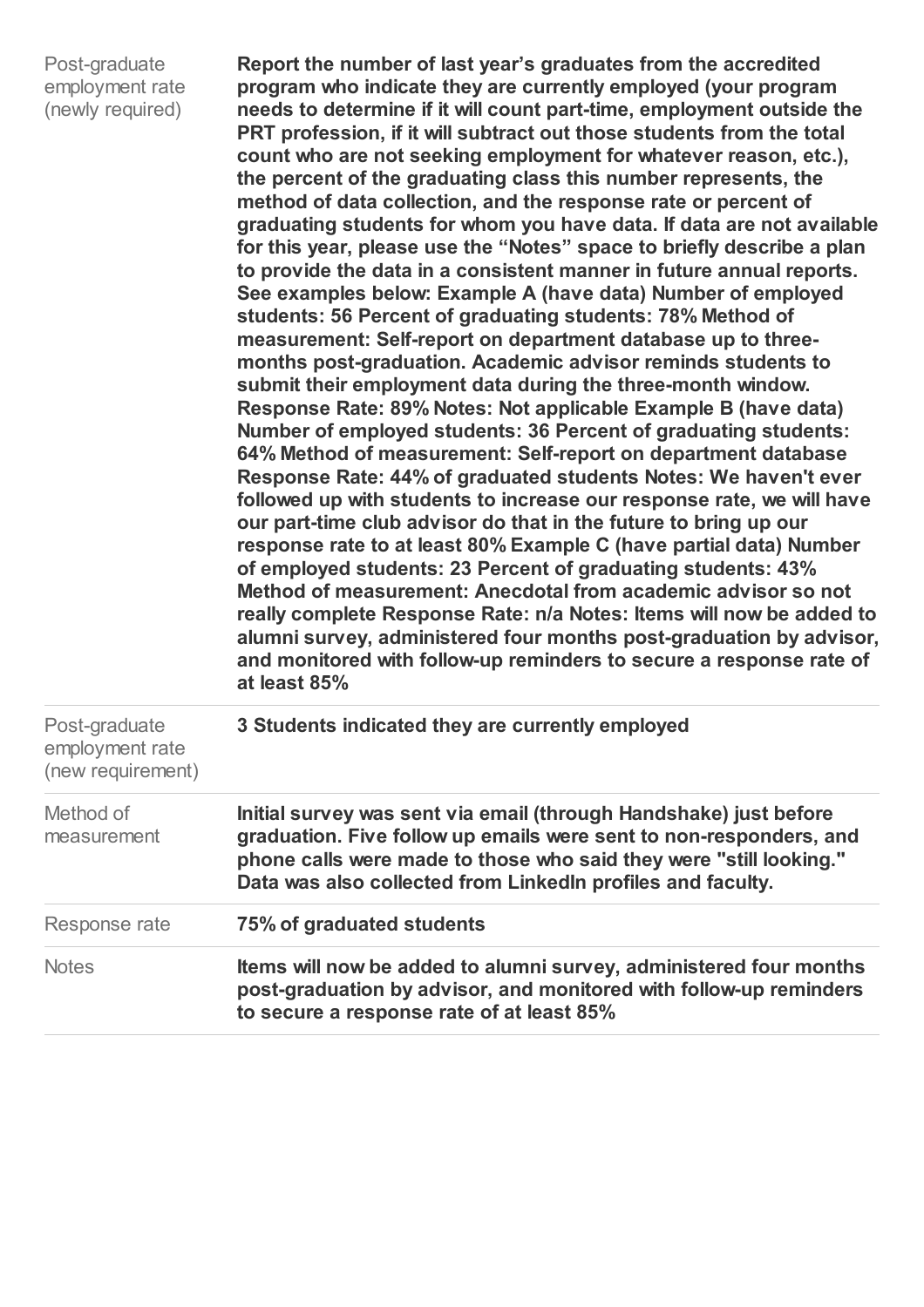| | |
|---|---|
| Post-graduate employment rate (newly required) | **Report the number of last year's graduates from the accredited program who indicate they are currently employed (your program needs to determine if it will count part-time, employment outside the PRT profession, if it will subtract out those students from the total count who are not seeking employment for whatever reason, etc.), the percent of the graduating class this number represents, the method of data collection, and the response rate or percent of graduating students for whom you have data. If data are not available for this year, please use the "Notes" space to briefly describe a plan to provide the data in a consistent manner in future annual reports. See examples below: Example A (have data) Number of employed students: 56 Percent of graduating students: 78% Method of measurement: Self-report on department database up to three-months post-graduation. Academic advisor reminds students to submit their employment data during the three-month window. Response Rate: 89% Notes: Not applicable Example B (have data) Number of employed students: 36 Percent of graduating students: 64% Method of measurement: Self-report on department database Response Rate: 44% of graduated students Notes: We haven't ever followed up with students to increase our response rate, we will have our part-time club advisor do that in the future to bring up our response rate to at least 80% Example C (have partial data) Number of employed students: 23 Percent of graduating students: 43% Method of measurement: Anecdotal from academic advisor so not really complete Response Rate: n/a Notes: Items will now be added to alumni survey, administered four months post-graduation by advisor, and monitored with follow-up reminders to secure a response rate of at least 85%** |
| Post-graduate employment rate (new requirement) | **3 Students indicated they are currently employed** |
| Method of measurement | **Initial survey was sent via email (through Handshake) just before graduation. Five follow up emails were sent to non-responders, and phone calls were made to those who said they were "still looking." Data was also collected from LinkedIn profiles and faculty.** |
| Response rate | **75% of graduated students** |
| Notes | **Items will now be added to alumni survey, administered four months post-graduation by advisor, and monitored with follow-up reminders to secure a response rate of at least 85%** |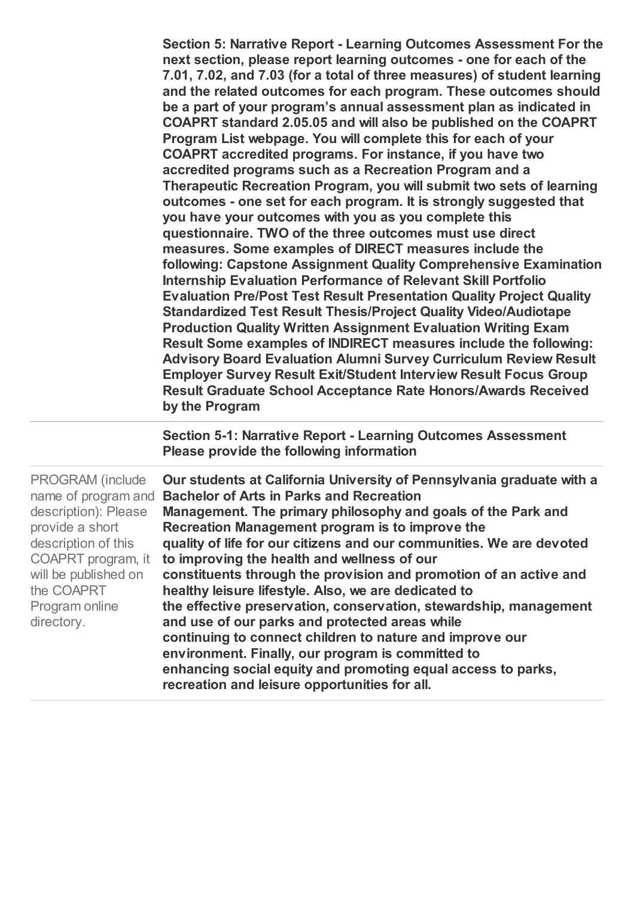**Section 5: Narrative Report - Learning Outcomes Assessment For the next section, please report learning outcomes - one for each of the 7.01, 7.02, and 7.03 (for a total of three measures) of student learning and the related outcomes for each program. These outcomes should be a part of your program's annual assessment plan as indicated in COAPRT standard 2.05.05 and will also be published on the COAPRT Program List webpage. You will complete this for each of your COAPRT accredited programs. For instance, if you have two accredited programs such as a Recreation Program and a Therapeutic Recreation Program, you will submit two sets of learning outcomes - one set for each program. It is strongly suggested that you have your outcomes with you as you complete this questionnaire. TWO of the three outcomes must use direct measures. Some examples of DIRECT measures include the following: Capstone Assignment Quality Comprehensive Examination Internship Evaluation Performance of Relevant Skill Portfolio Evaluation Pre/Post Test Result Presentation Quality Project Quality Standardized Test Result Thesis/Project Quality Video/Audiotape Production Quality Written Assignment Evaluation Writing Exam Result Some examples of INDIRECT measures include the following: Advisory Board Evaluation Alumni Survey Curriculum Review Result Employer Survey Result Exit/Student Interview Result Focus Group Result Graduate School Acceptance Rate Honors/Awards Received by the Program**

| | |
|---|---|
| | **Section 5-1: Narrative Report - Learning Outcomes Assessment Please provide the following information** |
| PROGRAM (include name of program and description): Please provide a short description of this COAPRT program, it will be published on the COAPRT Program online directory. | **Our students at California University of Pennsylvania graduate with a Bachelor of Arts in Parks and Recreation Management. The primary philosophy and goals of the Park and Recreation Management program is to improve the quality of life for our citizens and our communities. We are devoted to improving the health and wellness of our constituents through the provision and promotion of an active and healthy leisure lifestyle. Also, we are dedicated to the effective preservation, conservation, stewardship, management and use of our parks and protected areas while continuing to connect children to nature and improve our environment. Finally, our program is committed to enhancing social equity and promoting equal access to parks, recreation and leisure opportunities for all.** |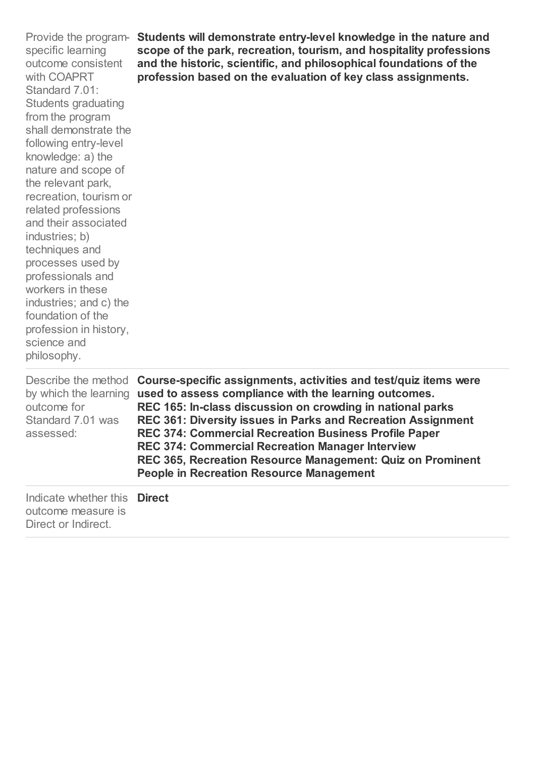| | |
|---|---|
| Provide the program-specific learning outcome consistent with COAPRT Standard 7.01: Students graduating from the program shall demonstrate the following entry-level knowledge: a) the nature and scope of the relevant park, recreation, tourism or related professions and their associated industries; b) techniques and processes used by professionals and workers in these industries; and c) the foundation of the profession in history, science and philosophy. | **Students will demonstrate entry-level knowledge in the nature and scope of the park, recreation, tourism, and hospitality professions and the historic, scientific, and philosophical foundations of the profession based on the evaluation of key class assignments.** |
| Describe the method by which the learning outcome for Standard 7.01 was assessed: | **Course-specific assignments, activities and test/quiz items were used to assess compliance with the learning outcomes.**<br>**REC 165: In-class discussion on crowding in national parks**<br>**REC 361: Diversity issues in Parks and Recreation Assignment**<br>**REC 374: Commercial Recreation Business Profile Paper**<br>**REC 374: Commercial Recreation Manager Interview**<br>**REC 365, Recreation Resource Management: Quiz on Prominent People in Recreation Resource Management** |
| Indicate whether this outcome measure is Direct or Indirect. | **Direct** |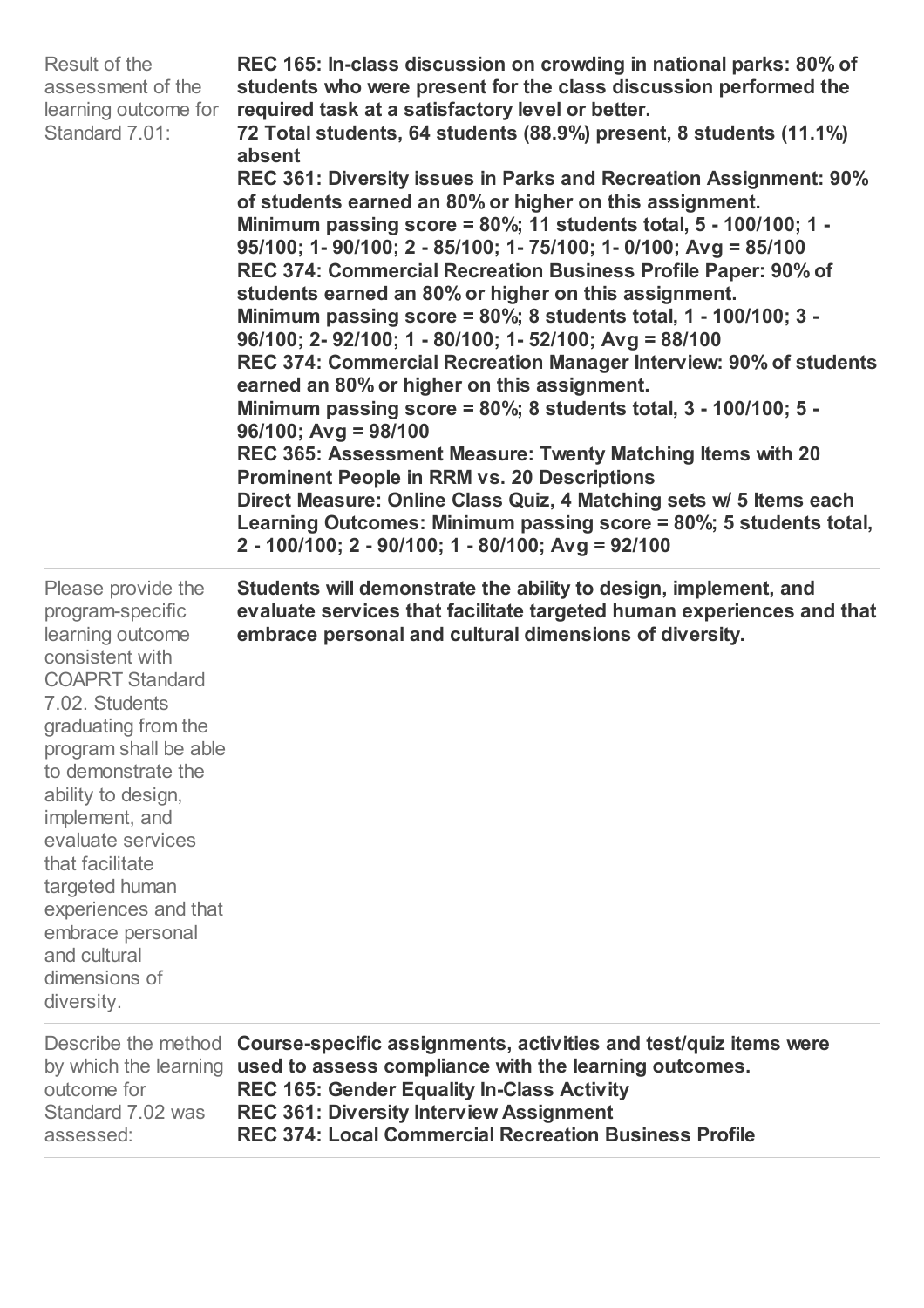| | |
|---|---|
| Result of the assessment of the learning outcome for Standard 7.01: | **REC 165: In-class discussion on crowding in national parks: 80% of students who were present for the class discussion performed the required task at a satisfactory level or better.**<br>**72 Total students, 64 students (88.9%) present, 8 students (11.1%) absent**<br>**REC 361: Diversity issues in Parks and Recreation Assignment: 90% of students earned an 80% or higher on this assignment.**<br>**Minimum passing score = 80%; 11 students total, 5 - 100/100; 1 - 95/100; 1- 90/100; 2 - 85/100; 1- 75/100; 1- 0/100; Avg = 85/100**<br>**REC 374: Commercial Recreation Business Profile Paper: 90% of students earned an 80% or higher on this assignment.**<br>**Minimum passing score = 80%; 8 students total, 1 - 100/100; 3 - 96/100; 2- 92/100; 1 - 80/100; 1- 52/100; Avg = 88/100**<br>**REC 374: Commercial Recreation Manager Interview: 90% of students earned an 80% or higher on this assignment.**<br>**Minimum passing score = 80%; 8 students total, 3 - 100/100; 5 - 96/100; Avg = 98/100**<br>**REC 365: Assessment Measure: Twenty Matching Items with 20 Prominent People in RRM vs. 20 Descriptions**<br>**Direct Measure: Online Class Quiz, 4 Matching sets w/ 5 Items each Learning Outcomes: Minimum passing score = 80%; 5 students total, 2 - 100/100; 2 - 90/100; 1 - 80/100; Avg = 92/100** |
| Please provide the program-specific learning outcome consistent with COAPRT Standard 7.02. Students graduating from the program shall be able to demonstrate the ability to design, implement, and evaluate services that facilitate targeted human experiences and that embrace personal and cultural dimensions of diversity. | **Students will demonstrate the ability to design, implement, and evaluate services that facilitate targeted human experiences and that embrace personal and cultural dimensions of diversity.** |
| Describe the method by which the learning outcome for Standard 7.02 was assessed: | **Course-specific assignments, activities and test/quiz items were used to assess compliance with the learning outcomes.**<br>**REC 165: Gender Equality In-Class Activity**<br>**REC 361: Diversity Interview Assignment**<br>**REC 374: Local Commercial Recreation Business Profile** |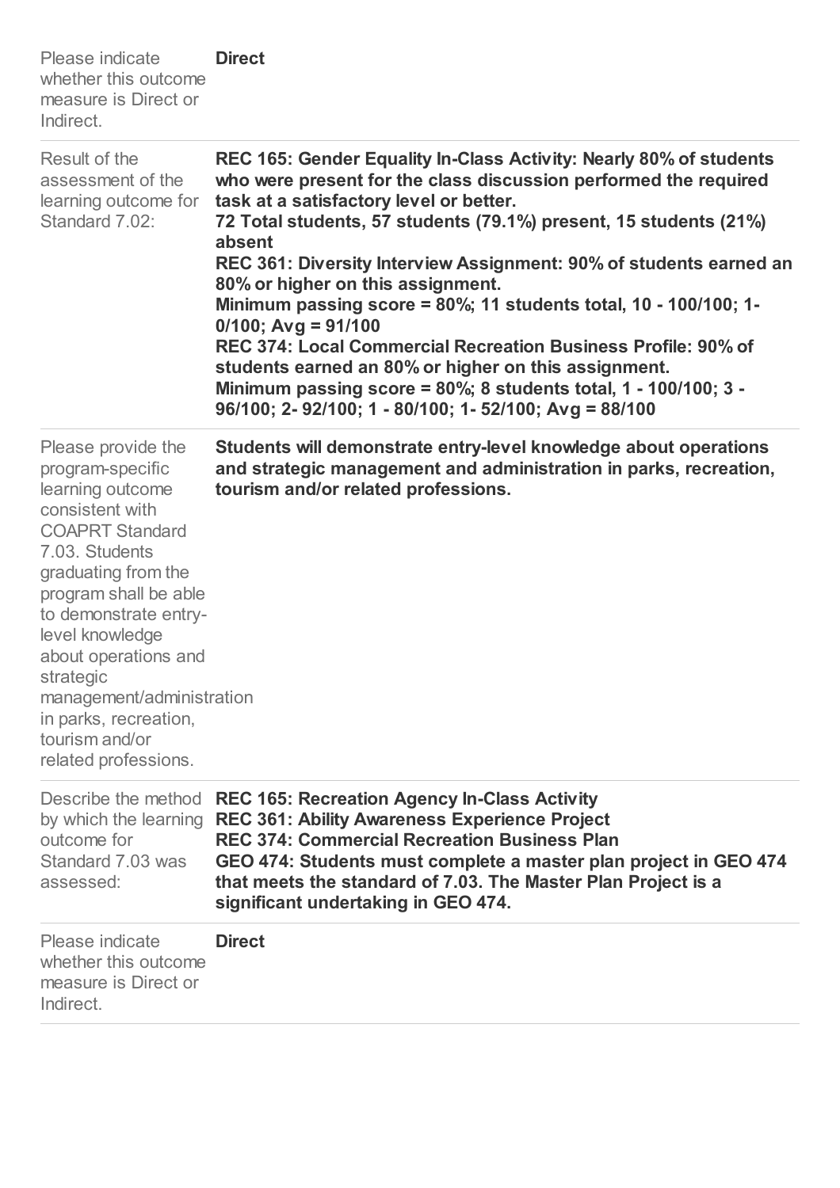| | |
|---|---|
| Please indicate whether this outcome measure is Direct or Indirect. | **Direct** |
| Result of the assessment of the learning outcome for Standard 7.02: | **REC 165: Gender Equality In-Class Activity: Nearly 80% of students who were present for the class discussion performed the required task at a satisfactory level or better.**<br>**72 Total students, 57 students (79.1%) present, 15 students (21%) absent**<br>**REC 361: Diversity Interview Assignment: 90% of students earned an 80% or higher on this assignment.**<br>**Minimum passing score = 80%; 11 students total, 10 - 100/100; 1- 0/100; Avg = 91/100**<br>**REC 374: Local Commercial Recreation Business Profile: 90% of students earned an 80% or higher on this assignment.**<br>**Minimum passing score = 80%; 8 students total, 1 - 100/100; 3 - 96/100; 2- 92/100; 1 - 80/100; 1- 52/100; Avg = 88/100** |
| Please provide the program-specific learning outcome consistent with COAPRT Standard 7.03. Students graduating from the program shall be able to demonstrate entry-level knowledge about operations and strategic management/administration in parks, recreation, tourism and/or related professions. | **Students will demonstrate entry-level knowledge about operations and strategic management and administration in parks, recreation, tourism and/or related professions.** |
| Describe the method by which the learning outcome for Standard 7.03 was assessed: | **REC 165: Recreation Agency In-Class Activity**<br>**REC 361: Ability Awareness Experience Project**<br>**REC 374: Commercial Recreation Business Plan**<br>**GEO 474: Students must complete a master plan project in GEO 474 that meets the standard of 7.03. The Master Plan Project is a significant undertaking in GEO 474.** |
| Please indicate whether this outcome measure is Direct or Indirect. | **Direct** |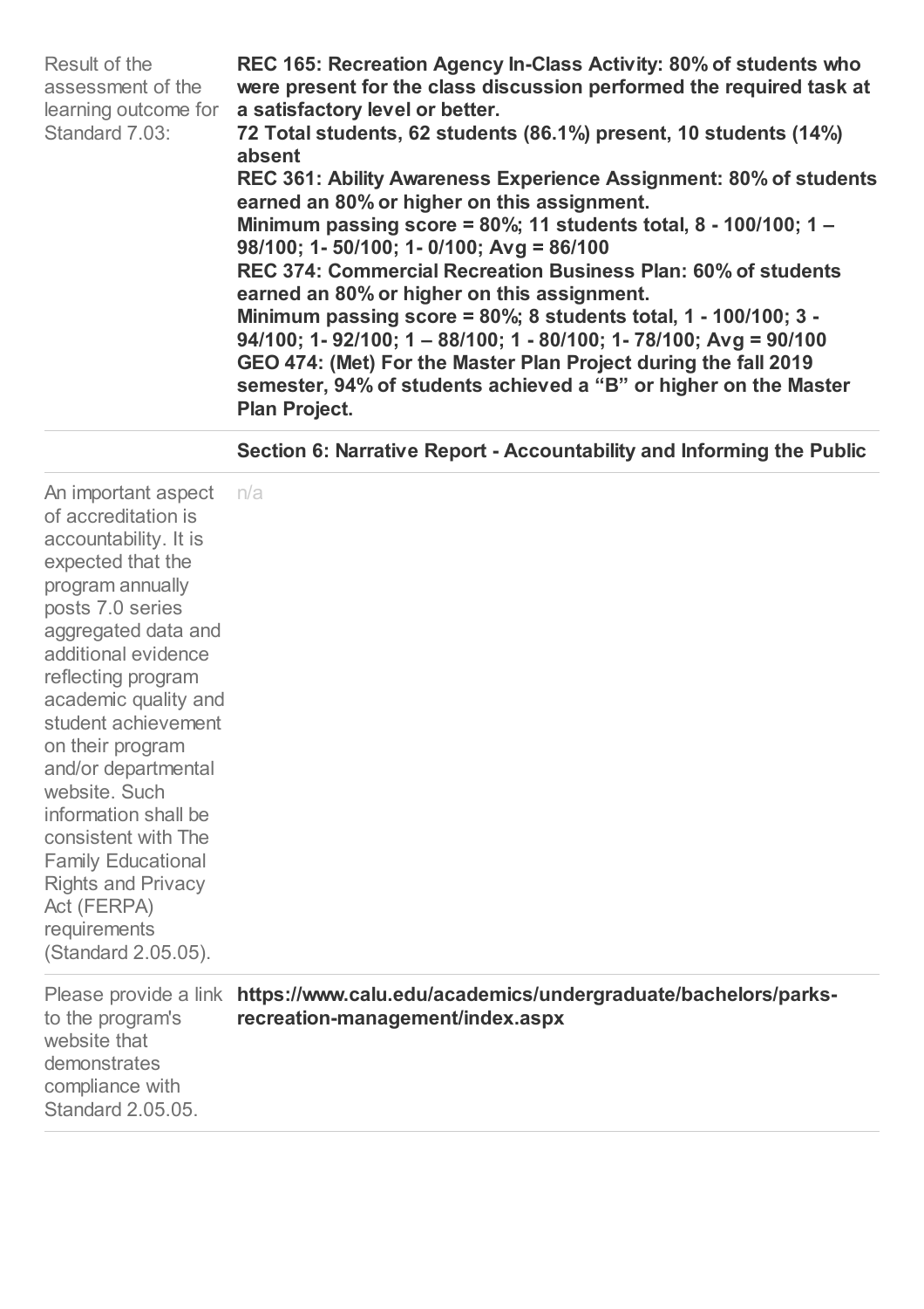| | |
|---|---|
| Result of the assessment of the learning outcome for Standard 7.03: | **REC 165: Recreation Agency In-Class Activity: 80% of students who were present for the class discussion performed the required task at a satisfactory level or better.**<br>**72 Total students, 62 students (86.1%) present, 10 students (14%) absent**<br>**REC 361: Ability Awareness Experience Assignment: 80% of students earned an 80% or higher on this assignment.**<br>**Minimum passing score = 80%; 11 students total, 8 - 100/100; 1 – 98/100; 1- 50/100; 1- 0/100; Avg = 86/100**<br>**REC 374: Commercial Recreation Business Plan: 60% of students earned an 80% or higher on this assignment.**<br>**Minimum passing score = 80%; 8 students total, 1 - 100/100; 3 - 94/100; 1- 92/100; 1 – 88/100; 1 - 80/100; 1- 78/100; Avg = 90/100**<br>**GEO 474: (Met) For the Master Plan Project during the fall 2019 semester, 94% of students achieved a "B" or higher on the Master Plan Project.** |
| | **Section 6: Narrative Report - Accountability and Informing the Public** |
| An important aspect of accreditation is accountability. It is expected that the program annually posts 7.0 series aggregated data and additional evidence reflecting program academic quality and student achievement on their program and/or departmental website. Such information shall be consistent with The Family Educational Rights and Privacy Act (FERPA) requirements (Standard 2.05.05). | n/a |
| Please provide a link to the program's website that demonstrates compliance with Standard 2.05.05. | **https://www.calu.edu/academics/undergraduate/bachelors/parks-recreation-management/index.aspx** |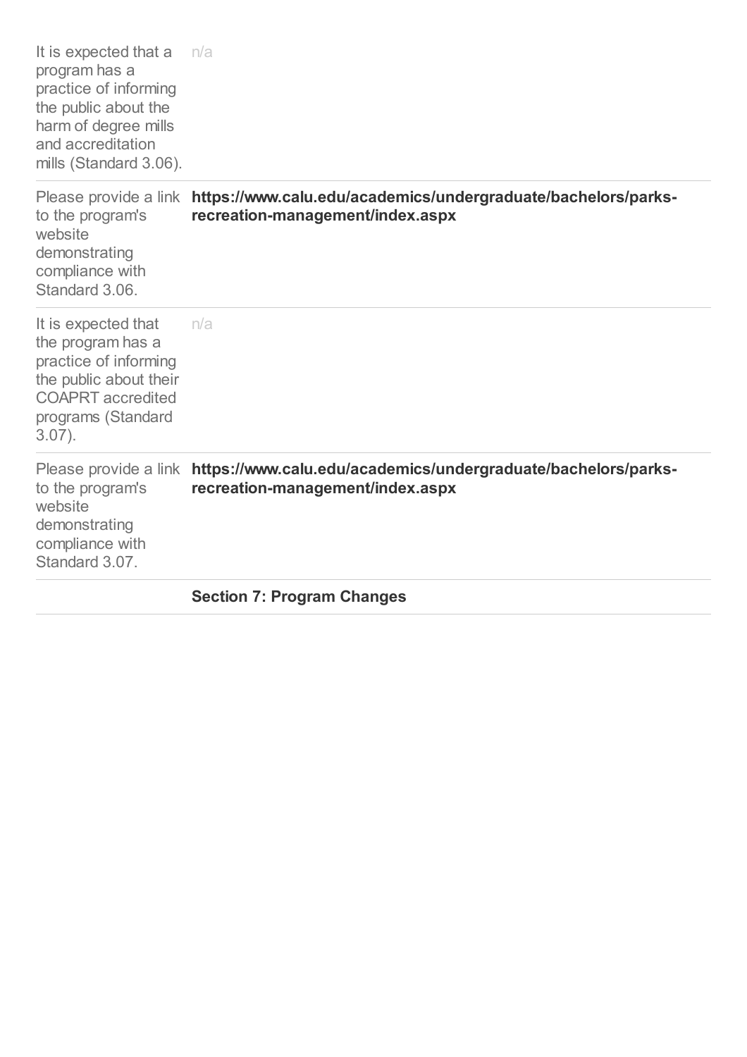| | |
|---|---|
| It is expected that a program has a practice of informing the public about the harm of degree mills and accreditation mills (Standard 3.06). | n/a |
| Please provide a link to the program's website demonstrating compliance with Standard 3.06. | **https://www.calu.edu/academics/undergraduate/bachelors/parks-recreation-management/index.aspx** |
| It is expected that the program has a practice of informing the public about their COAPRT accredited programs (Standard 3.07). | n/a |
| Please provide a link to the program's website demonstrating compliance with Standard 3.07. | **https://www.calu.edu/academics/undergraduate/bachelors/parks-recreation-management/index.aspx** |
| | **Section 7: Program Changes** |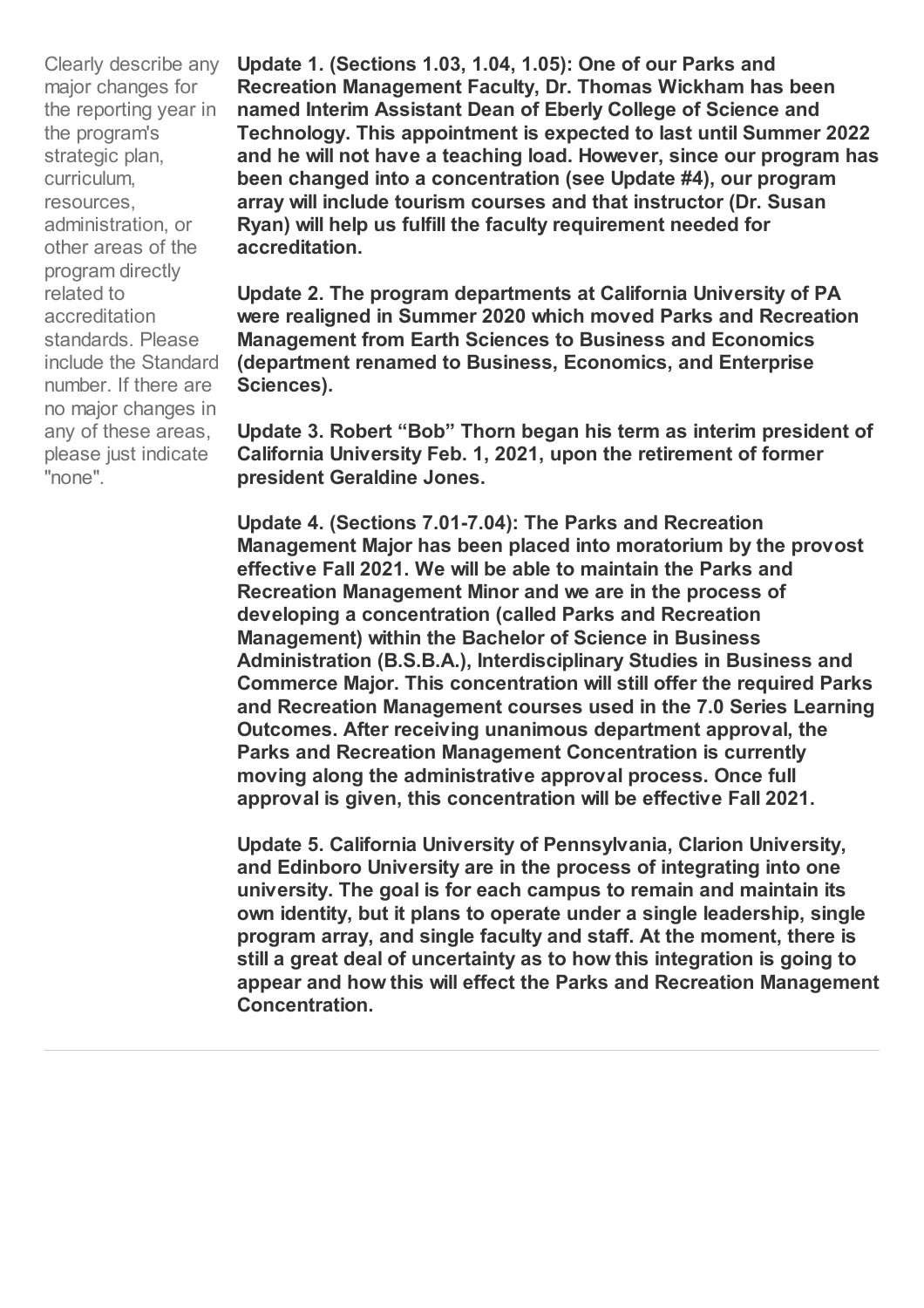| | |
|---|---|
| Clearly describe any major changes for the reporting year in the program's strategic plan, curriculum, resources, administration, or other areas of the program directly related to accreditation standards. Please include the Standard number. If there are no major changes in any of these areas, please just indicate "none". | **Update 1. (Sections 1.03, 1.04, 1.05): One of our Parks and Recreation Management Faculty, Dr. Thomas Wickham has been named Interim Assistant Dean of Eberly College of Science and Technology. This appointment is expected to last until Summer 2022 and he will not have a teaching load. However, since our program has been changed into a concentration (see Update #4), our program array will include tourism courses and that instructor (Dr. Susan Ryan) will help us fulfill the faculty requirement needed for accreditation.**<br><br>**Update 2. The program departments at California University of PA were realigned in Summer 2020 which moved Parks and Recreation Management from Earth Sciences to Business and Economics (department renamed to Business, Economics, and Enterprise Sciences).**<br><br>**Update 3. Robert "Bob" Thorn began his term as interim president of California University Feb. 1, 2021, upon the retirement of former president Geraldine Jones.**<br><br>**Update 4. (Sections 7.01-7.04): The Parks and Recreation Management Major has been placed into moratorium by the provost effective Fall 2021. We will be able to maintain the Parks and Recreation Management Minor and we are in the process of developing a concentration (called Parks and Recreation Management) within the Bachelor of Science in Business Administration (B.S.B.A.), Interdisciplinary Studies in Business and Commerce Major. This concentration will still offer the required Parks and Recreation Management courses used in the 7.0 Series Learning Outcomes. After receiving unanimous department approval, the Parks and Recreation Management Concentration is currently moving along the administrative approval process. Once full approval is given, this concentration will be effective Fall 2021.**<br><br>**Update 5. California University of Pennsylvania, Clarion University, and Edinboro University are in the process of integrating into one university. The goal is for each campus to remain and maintain its own identity, but it plans to operate under a single leadership, single program array, and single faculty and staff. At the moment, there is still a great deal of uncertainty as to how this integration is going to appear and how this will effect the Parks and Recreation Management Concentration.** |